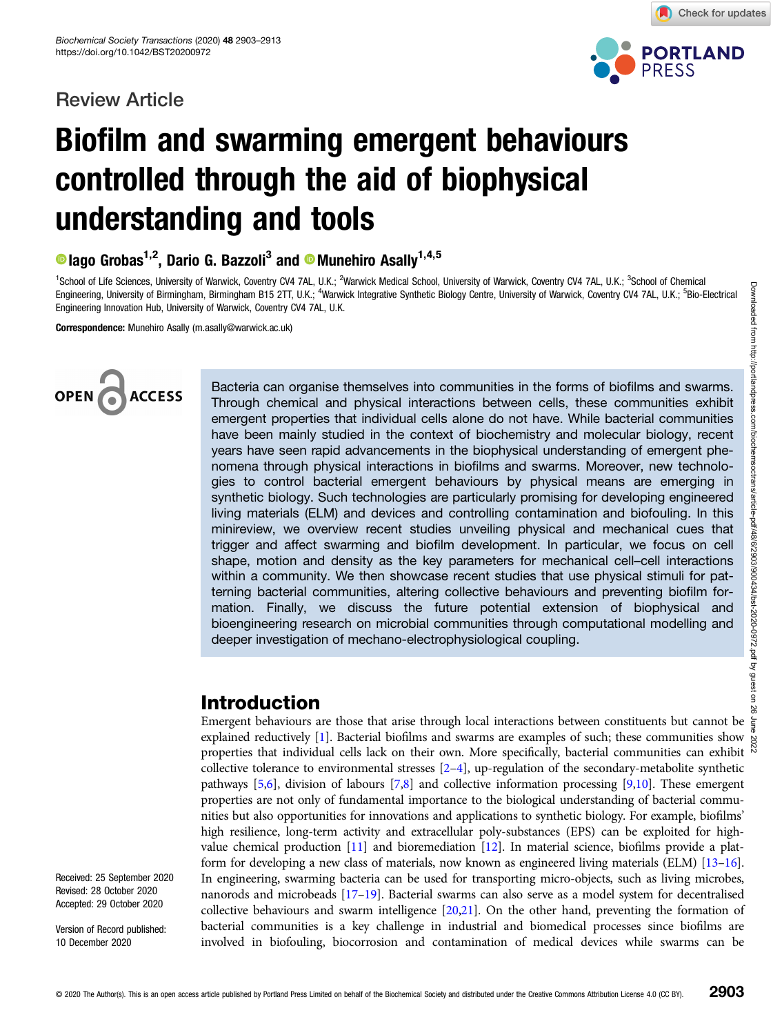Review Article

# Biofilm and swarming emergent behaviours controlled through the aid of biophysical understanding and tools

Iago Grobas[1,2], Dario G. Bazzoli[3] and Munehiro Asally[1,4,5]

[1]School of Life Sciences, University of Warwick, Coventry CV4 7AL, U.K.; [2]Warwick Medical School, University of Warwick, Coventry CV4 7AL, U.K.; [3]School of Chemical Engineering, University of Birmingham, Birmingham B15 2TT, U.K.; [4]Warwick Integrative Synthetic Biology Centre, University of Warwick, Coventry CV4 7AL, U.K.; [5]Bio-Electrical Engineering Innovation Hub, University of Warwick, Coventry CV4 7AL, U.K.

**Correspondence:** Munehiro Asally (m.asally@warwick.ac.uk)

OPEN ACCESS

Bacteria can organise themselves into communities in the forms of biofilms and swarms. Through chemical and physical interactions between cells, these communities exhibit emergent properties that individual cells alone do not have. While bacterial communities have been mainly studied in the context of biochemistry and molecular biology, recent years have seen rapid advancements in the biophysical understanding of emergent phenomena through physical interactions in biofilms and swarms. Moreover, new technologies to control bacterial emergent behaviours by physical means are emerging in synthetic biology. Such technologies are particularly promising for developing engineered living materials (ELM) and devices and controlling contamination and biofouling. In this minireview, we overview recent studies unveiling physical and mechanical cues that trigger and affect swarming and biofilm development. In particular, we focus on cell shape, motion and density as the key parameters for mechanical cell–cell interactions within a community. We then showcase recent studies that use physical stimuli for patterning bacterial communities, altering collective behaviours and preventing biofilm formation. Finally, we discuss the future potential extension of biophysical and bioengineering research on microbial communities through computational modelling and deeper investigation of mechano-electrophysiological coupling.

Received: 25 September 2020
Revised: 28 October 2020
Accepted: 29 October 2020

Version of Record published: 10 December 2020

## Introduction

Emergent behaviours are those that arise through local interactions between constituents but cannot be explained reductively [1]. Bacterial biofilms and swarms are examples of such; these communities show properties that individual cells lack on their own. More specifically, bacterial communities can exhibit collective tolerance to environmental stresses [2–4], up-regulation of the secondary-metabolite synthetic pathways [5,6], division of labours [7,8] and collective information processing [9,10]. These emergent properties are not only of fundamental importance to the biological understanding of bacterial communities but also opportunities for innovations and applications to synthetic biology. For example, biofilms' high resilience, long-term activity and extracellular poly-substances (EPS) can be exploited for high-value chemical production [11] and bioremediation [12]. In material science, biofilms provide a platform for developing a new class of materials, now known as engineered living materials (ELM) [13–16]. In engineering, swarming bacteria can be used for transporting micro-objects, such as living microbes, nanorods and microbeads [17–19]. Bacterial swarms can also serve as a model system for decentralised collective behaviours and swarm intelligence [20,21]. On the other hand, preventing the formation of bacterial communities is a key challenge in industrial and biomedical processes since biofilms are involved in biofouling, biocorrosion and contamination of medical devices while swarms can be

© 2020 The Author(s). This is an open access article published by Portland Press Limited on behalf of the Biochemical Society and distributed under the Creative Commons Attribution License 4.0 (CC BY).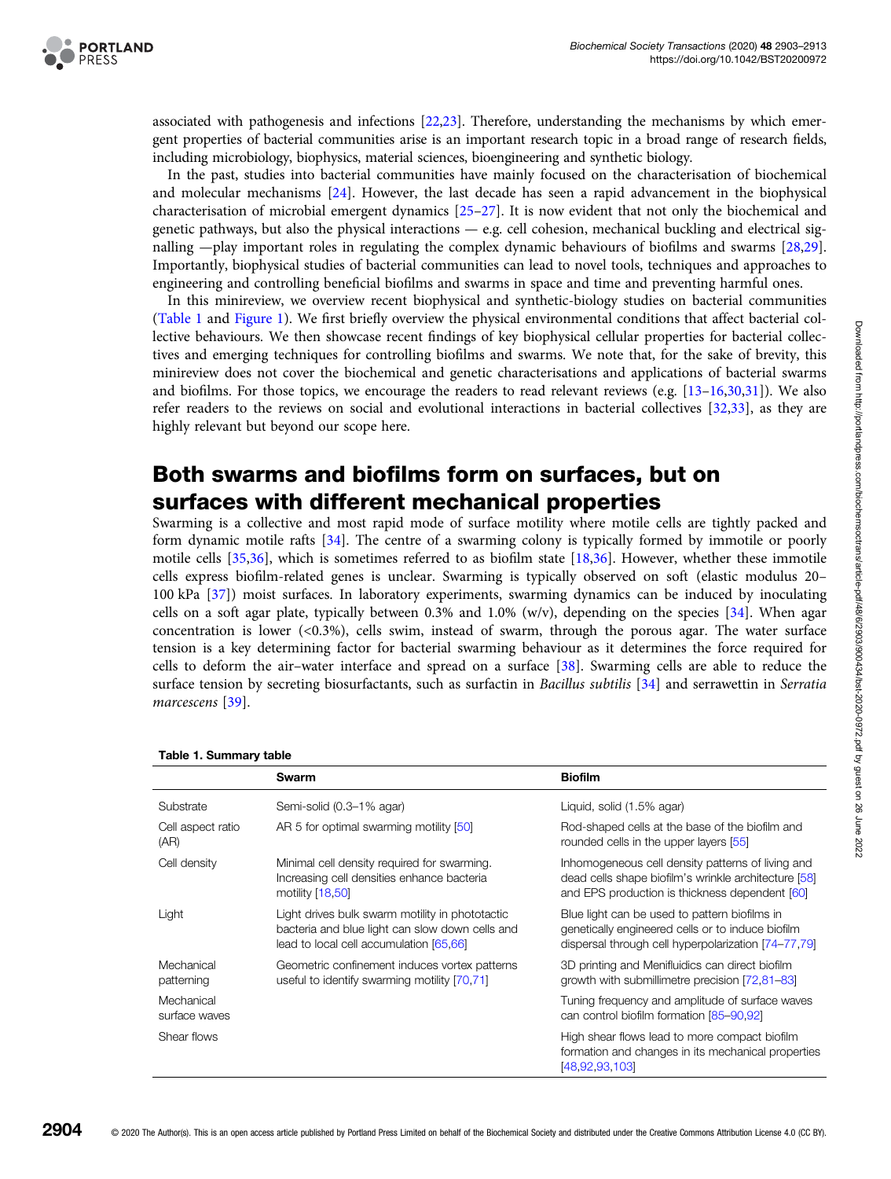associated with pathogenesis and infections [22,23]. Therefore, understanding the mechanisms by which emergent properties of bacterial communities arise is an important research topic in a broad range of research fields, including microbiology, biophysics, material sciences, bioengineering and synthetic biology.

In the past, studies into bacterial communities have mainly focused on the characterisation of biochemical and molecular mechanisms [24]. However, the last decade has seen a rapid advancement in the biophysical characterisation of microbial emergent dynamics [25–27]. It is now evident that not only the biochemical and genetic pathways, but also the physical interactions — e.g. cell cohesion, mechanical buckling and electrical signalling —play important roles in regulating the complex dynamic behaviours of biofilms and swarms [28,29]. Importantly, biophysical studies of bacterial communities can lead to novel tools, techniques and approaches to engineering and controlling beneficial biofilms and swarms in space and time and preventing harmful ones.

In this minireview, we overview recent biophysical and synthetic-biology studies on bacterial communities (Table 1 and Figure 1). We first briefly overview the physical environmental conditions that affect bacterial collective behaviours. We then showcase recent findings of key biophysical cellular properties for bacterial collectives and emerging techniques for controlling biofilms and swarms. We note that, for the sake of brevity, this minireview does not cover the biochemical and genetic characterisations and applications of bacterial swarms and biofilms. For those topics, we encourage the readers to read relevant reviews (e.g. [13–16,30,31]). We also refer readers to the reviews on social and evolutional interactions in bacterial collectives [32,33], as they are highly relevant but beyond our scope here.

## Both swarms and biofilms form on surfaces, but on surfaces with different mechanical properties

Swarming is a collective and most rapid mode of surface motility where motile cells are tightly packed and form dynamic motile rafts [34]. The centre of a swarming colony is typically formed by immotile or poorly motile cells [35,36], which is sometimes referred to as biofilm state [18,36]. However, whether these immotile cells express biofilm-related genes is unclear. Swarming is typically observed on soft (elastic modulus 20–100 kPa [37]) moist surfaces. In laboratory experiments, swarming dynamics can be induced by inoculating cells on a soft agar plate, typically between 0.3% and 1.0% (w/v), depending on the species [34]. When agar concentration is lower (<0.3%), cells swim, instead of swarm, through the porous agar. The water surface tension is a key determining factor for bacterial swarming behaviour as it determines the force required for cells to deform the air–water interface and spread on a surface [38]. Swarming cells are able to reduce the surface tension by secreting biosurfactants, such as surfactin in *Bacillus subtilis* [34] and serrawettin in *Serratia marcescens* [39].

**Table 1. Summary table**

| | Swarm | Biofilm |
|---|---|---|
| Substrate | Semi-solid (0.3–1% agar) | Liquid, solid (1.5% agar) |
| Cell aspect ratio (AR) | AR 5 for optimal swarming motility [50] | Rod-shaped cells at the base of the biofilm and rounded cells in the upper layers [55] |
| Cell density | Minimal cell density required for swarming. Increasing cell densities enhance bacteria motility [18,50] | Inhomogeneous cell density patterns of living and dead cells shape biofilm's wrinkle architecture [58] and EPS production is thickness dependent [60] |
| Light | Light drives bulk swarm motility in phototactic bacteria and blue light can slow down cells and lead to local cell accumulation [65,66] | Blue light can be used to pattern biofilms in genetically engineered cells or to induce biofilm dispersal through cell hyperpolarization [74–77,79] |
| Mechanical patterning | Geometric confinement induces vortex patterns useful to identify swarming motility [70,71] | 3D printing and Menifluidics can direct biofilm growth with submillimetre precision [72,81–83] |
| Mechanical surface waves | | Tuning frequency and amplitude of surface waves can control biofilm formation [85–90,92] |
| Shear flows | | High shear flows lead to more compact biofilm formation and changes in its mechanical properties [48,92,93,103] |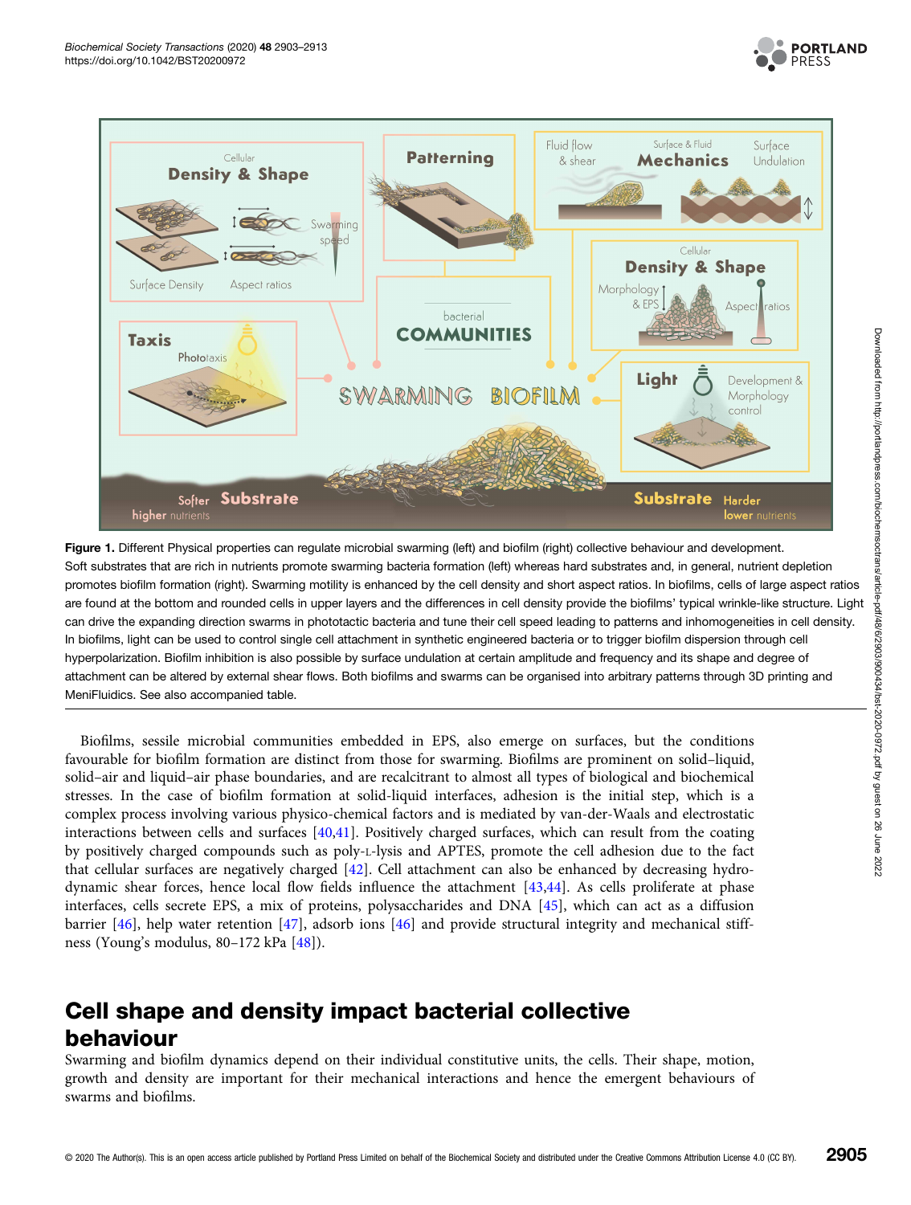**Figure 1.** Different Physical properties can regulate microbial swarming (left) and biofilm (right) collective behaviour and development. Soft substrates that are rich in nutrients promote swarming bacteria formation (left) whereas hard substrates and, in general, nutrient depletion promotes biofilm formation (right). Swarming motility is enhanced by the cell density and short aspect ratios. In biofilms, cells of large aspect ratios are found at the bottom and rounded cells in upper layers and the differences in cell density provide the biofilms' typical wrinkle-like structure. Light can drive the expanding direction swarms in phototactic bacteria and tune their cell speed leading to patterns and inhomogeneities in cell density. In biofilms, light can be used to control single cell attachment in synthetic engineered bacteria or to trigger biofilm dispersion through cell hyperpolarization. Biofilm inhibition is also possible by surface undulation at certain amplitude and frequency and its shape and degree of attachment can be altered by external shear flows. Both biofilms and swarms can be organised into arbitrary patterns through 3D printing and MeniFluidics. See also accompanied table.

Biofilms, sessile microbial communities embedded in EPS, also emerge on surfaces, but the conditions favourable for biofilm formation are distinct from those for swarming. Biofilms are prominent on solid–liquid, solid–air and liquid–air phase boundaries, and are recalcitrant to almost all types of biological and biochemical stresses. In the case of biofilm formation at solid-liquid interfaces, adhesion is the initial step, which is a complex process involving various physico-chemical factors and is mediated by van-der-Waals and electrostatic interactions between cells and surfaces [40,41]. Positively charged surfaces, which can result from the coating by positively charged compounds such as poly-L-lysis and APTES, promote the cell adhesion due to the fact that cellular surfaces are negatively charged [42]. Cell attachment can also be enhanced by decreasing hydrodynamic shear forces, hence local flow fields influence the attachment [43,44]. As cells proliferate at phase interfaces, cells secrete EPS, a mix of proteins, polysaccharides and DNA [45], which can act as a diffusion barrier [46], help water retention [47], adsorb ions [46] and provide structural integrity and mechanical stiffness (Young's modulus, 80–172 kPa [48]).

## Cell shape and density impact bacterial collective behaviour

Swarming and biofilm dynamics depend on their individual constitutive units, the cells. Their shape, motion, growth and density are important for their mechanical interactions and hence the emergent behaviours of swarms and biofilms.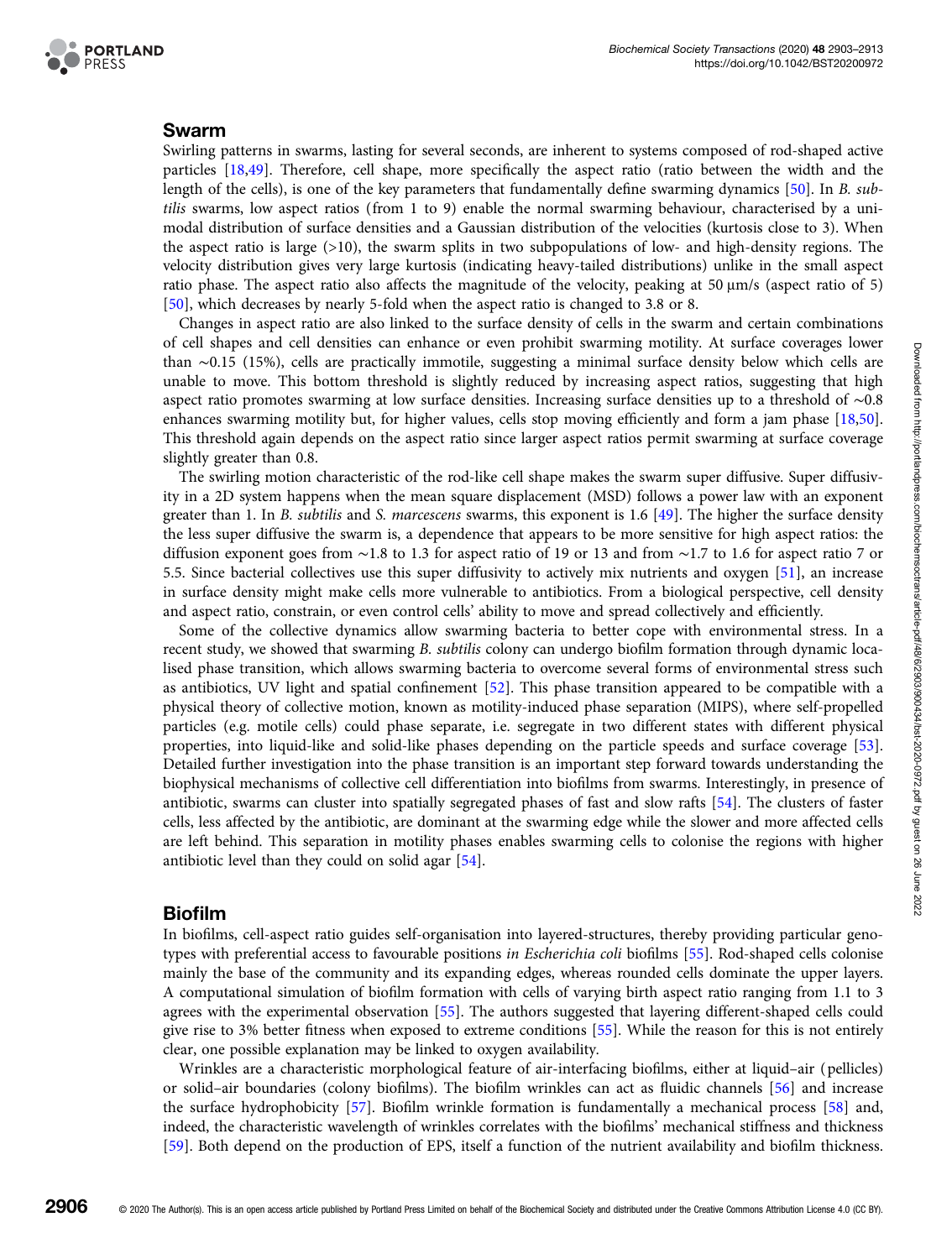## Swarm

Swirling patterns in swarms, lasting for several seconds, are inherent to systems composed of rod-shaped active particles [18,49]. Therefore, cell shape, more specifically the aspect ratio (ratio between the width and the length of the cells), is one of the key parameters that fundamentally define swarming dynamics [50]. In *B. subtilis* swarms, low aspect ratios (from 1 to 9) enable the normal swarming behaviour, characterised by a unimodal distribution of surface densities and a Gaussian distribution of the velocities (kurtosis close to 3). When the aspect ratio is large (>10), the swarm splits in two subpopulations of low- and high-density regions. The velocity distribution gives very large kurtosis (indicating heavy-tailed distributions) unlike in the small aspect ratio phase. The aspect ratio also affects the magnitude of the velocity, peaking at 50 μm/s (aspect ratio of 5) [50], which decreases by nearly 5-fold when the aspect ratio is changed to 3.8 or 8.

Changes in aspect ratio are also linked to the surface density of cells in the swarm and certain combinations of cell shapes and cell densities can enhance or even prohibit swarming motility. At surface coverages lower than ∼0.15 (15%), cells are practically immotile, suggesting a minimal surface density below which cells are unable to move. This bottom threshold is slightly reduced by increasing aspect ratios, suggesting that high aspect ratio promotes swarming at low surface densities. Increasing surface densities up to a threshold of ∼0.8 enhances swarming motility but, for higher values, cells stop moving efficiently and form a jam phase [18,50]. This threshold again depends on the aspect ratio since larger aspect ratios permit swarming at surface coverage slightly greater than 0.8.

The swirling motion characteristic of the rod-like cell shape makes the swarm super diffusive. Super diffusivity in a 2D system happens when the mean square displacement (MSD) follows a power law with an exponent greater than 1. In *B. subtilis* and *S. marcescens* swarms, this exponent is 1.6 [49]. The higher the surface density the less super diffusive the swarm is, a dependence that appears to be more sensitive for high aspect ratios: the diffusion exponent goes from ∼1.8 to 1.3 for aspect ratio of 19 or 13 and from ∼1.7 to 1.6 for aspect ratio 7 or 5.5. Since bacterial collectives use this super diffusivity to actively mix nutrients and oxygen [51], an increase in surface density might make cells more vulnerable to antibiotics. From a biological perspective, cell density and aspect ratio, constrain, or even control cells' ability to move and spread collectively and efficiently.

Some of the collective dynamics allow swarming bacteria to better cope with environmental stress. In a recent study, we showed that swarming *B. subtilis* colony can undergo biofilm formation through dynamic localised phase transition, which allows swarming bacteria to overcome several forms of environmental stress such as antibiotics, UV light and spatial confinement [52]. This phase transition appeared to be compatible with a physical theory of collective motion, known as motility-induced phase separation (MIPS), where self-propelled particles (e.g. motile cells) could phase separate, i.e. segregate in two different states with different physical properties, into liquid-like and solid-like phases depending on the particle speeds and surface coverage [53]. Detailed further investigation into the phase transition is an important step forward towards understanding the biophysical mechanisms of collective cell differentiation into biofilms from swarms. Interestingly, in presence of antibiotic, swarms can cluster into spatially segregated phases of fast and slow rafts [54]. The clusters of faster cells, less affected by the antibiotic, are dominant at the swarming edge while the slower and more affected cells are left behind. This separation in motility phases enables swarming cells to colonise the regions with higher antibiotic level than they could on solid agar [54].

## Biofilm

In biofilms, cell-aspect ratio guides self-organisation into layered-structures, thereby providing particular genotypes with preferential access to favourable positions *in Escherichia coli* biofilms [55]. Rod-shaped cells colonise mainly the base of the community and its expanding edges, whereas rounded cells dominate the upper layers. A computational simulation of biofilm formation with cells of varying birth aspect ratio ranging from 1.1 to 3 agrees with the experimental observation [55]. The authors suggested that layering different-shaped cells could give rise to 3% better fitness when exposed to extreme conditions [55]. While the reason for this is not entirely clear, one possible explanation may be linked to oxygen availability.

Wrinkles are a characteristic morphological feature of air-interfacing biofilms, either at liquid–air (pellicles) or solid–air boundaries (colony biofilms). The biofilm wrinkles can act as fluidic channels [56] and increase the surface hydrophobicity [57]. Biofilm wrinkle formation is fundamentally a mechanical process [58] and, indeed, the characteristic wavelength of wrinkles correlates with the biofilms' mechanical stiffness and thickness [59]. Both depend on the production of EPS, itself a function of the nutrient availability and biofilm thickness.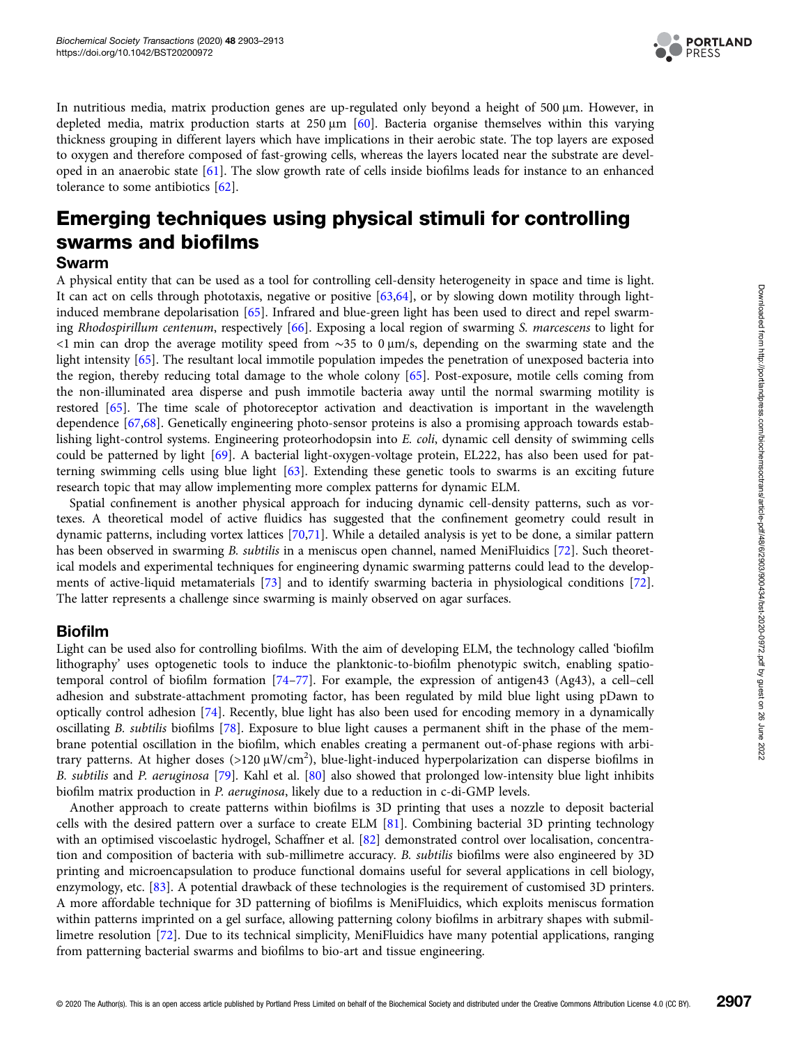In nutritious media, matrix production genes are up-regulated only beyond a height of 500 µm. However, in depleted media, matrix production starts at 250 µm [60]. Bacteria organise themselves within this varying thickness grouping in different layers which have implications in their aerobic state. The top layers are exposed to oxygen and therefore composed of fast-growing cells, whereas the layers located near the substrate are developed in an anaerobic state [61]. The slow growth rate of cells inside biofilms leads for instance to an enhanced tolerance to some antibiotics [62].

# Emerging techniques using physical stimuli for controlling swarms and biofilms

## Swarm

A physical entity that can be used as a tool for controlling cell-density heterogeneity in space and time is light. It can act on cells through phototaxis, negative or positive [63,64], or by slowing down motility through light-induced membrane depolarisation [65]. Infrared and blue-green light has been used to direct and repel swarming *Rhodospirillum centenum*, respectively [66]. Exposing a local region of swarming *S. marcescens* to light for <1 min can drop the average motility speed from ∼35 to 0 µm/s, depending on the swarming state and the light intensity [65]. The resultant local immotile population impedes the penetration of unexposed bacteria into the region, thereby reducing total damage to the whole colony [65]. Post-exposure, motile cells coming from the non-illuminated area disperse and push immotile bacteria away until the normal swarming motility is restored [65]. The time scale of photoreceptor activation and deactivation is important in the wavelength dependence [67,68]. Genetically engineering photo-sensor proteins is also a promising approach towards establishing light-control systems. Engineering proteorhodopsin into *E. coli*, dynamic cell density of swimming cells could be patterned by light [69]. A bacterial light-oxygen-voltage protein, EL222, has also been used for patterning swimming cells using blue light [63]. Extending these genetic tools to swarms is an exciting future research topic that may allow implementing more complex patterns for dynamic ELM.

Spatial confinement is another physical approach for inducing dynamic cell-density patterns, such as vortexes. A theoretical model of active fluidics has suggested that the confinement geometry could result in dynamic patterns, including vortex lattices [70,71]. While a detailed analysis is yet to be done, a similar pattern has been observed in swarming *B. subtilis* in a meniscus open channel, named MeniFluidics [72]. Such theoretical models and experimental techniques for engineering dynamic swarming patterns could lead to the developments of active-liquid metamaterials [73] and to identify swarming bacteria in physiological conditions [72]. The latter represents a challenge since swarming is mainly observed on agar surfaces.

## Biofilm

Light can be used also for controlling biofilms. With the aim of developing ELM, the technology called 'biofilm lithography' uses optogenetic tools to induce the planktonic-to-biofilm phenotypic switch, enabling spatiotemporal control of biofilm formation [74–77]. For example, the expression of antigen43 (Ag43), a cell–cell adhesion and substrate-attachment promoting factor, has been regulated by mild blue light using pDawn to optically control adhesion [74]. Recently, blue light has also been used for encoding memory in a dynamically oscillating *B. subtilis* biofilms [78]. Exposure to blue light causes a permanent shift in the phase of the membrane potential oscillation in the biofilm, which enables creating a permanent out-of-phase regions with arbitrary patterns. At higher doses (>120 µW/cm$^2$), blue-light-induced hyperpolarization can disperse biofilms in *B. subtilis* and *P. aeruginosa* [79]. Kahl et al. [80] also showed that prolonged low-intensity blue light inhibits biofilm matrix production in *P. aeruginosa*, likely due to a reduction in c-di-GMP levels.

Another approach to create patterns within biofilms is 3D printing that uses a nozzle to deposit bacterial cells with the desired pattern over a surface to create ELM [81]. Combining bacterial 3D printing technology with an optimised viscoelastic hydrogel, Schaffner et al. [82] demonstrated control over localisation, concentration and composition of bacteria with sub-millimetre accuracy. *B. subtilis* biofilms were also engineered by 3D printing and microencapsulation to produce functional domains useful for several applications in cell biology, enzymology, etc. [83]. A potential drawback of these technologies is the requirement of customised 3D printers. A more affordable technique for 3D patterning of biofilms is MeniFluidics, which exploits meniscus formation within patterns imprinted on a gel surface, allowing patterning colony biofilms in arbitrary shapes with submillimetre resolution [72]. Due to its technical simplicity, MeniFluidics have many potential applications, ranging from patterning bacterial swarms and biofilms to bio-art and tissue engineering.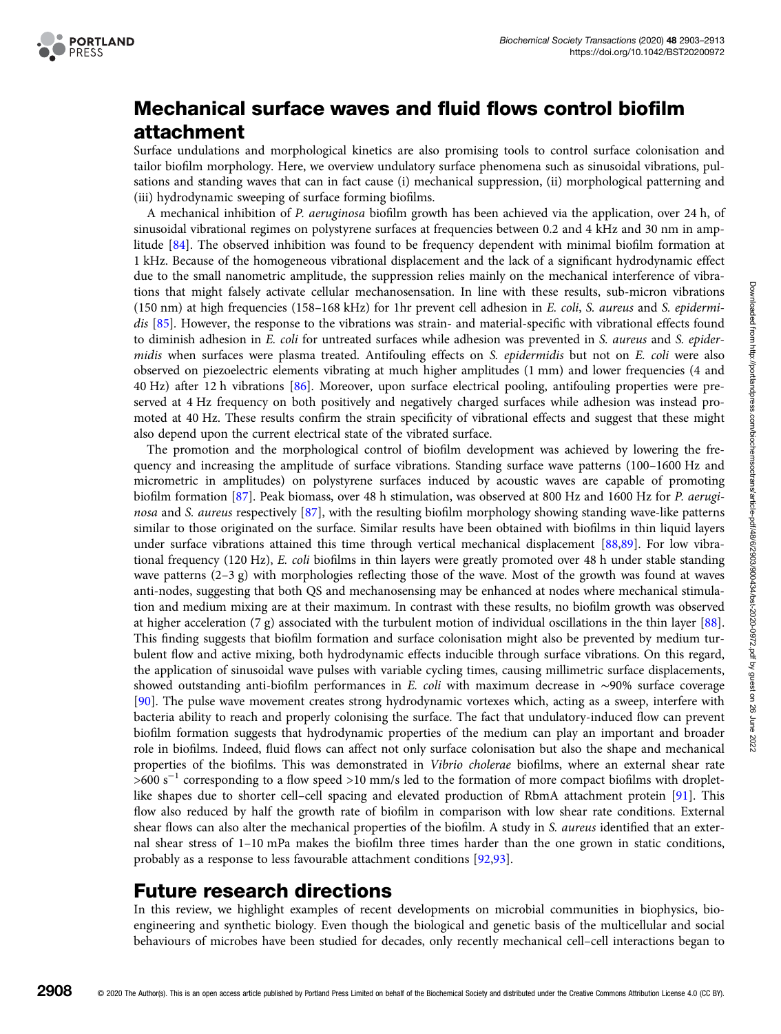## Mechanical surface waves and fluid flows control biofilm attachment

Surface undulations and morphological kinetics are also promising tools to control surface colonisation and tailor biofilm morphology. Here, we overview undulatory surface phenomena such as sinusoidal vibrations, pulsations and standing waves that can in fact cause (i) mechanical suppression, (ii) morphological patterning and (iii) hydrodynamic sweeping of surface forming biofilms.

A mechanical inhibition of *P. aeruginosa* biofilm growth has been achieved via the application, over 24 h, of sinusoidal vibrational regimes on polystyrene surfaces at frequencies between 0.2 and 4 kHz and 30 nm in amplitude [84]. The observed inhibition was found to be frequency dependent with minimal biofilm formation at 1 kHz. Because of the homogeneous vibrational displacement and the lack of a significant hydrodynamic effect due to the small nanometric amplitude, the suppression relies mainly on the mechanical interference of vibrations that might falsely activate cellular mechanosensation. In line with these results, sub-micron vibrations (150 nm) at high frequencies (158–168 kHz) for 1hr prevent cell adhesion in *E. coli*, *S. aureus* and *S. epidermidis* [85]. However, the response to the vibrations was strain- and material-specific with vibrational effects found to diminish adhesion in *E. coli* for untreated surfaces while adhesion was prevented in *S. aureus* and *S. epidermidis* when surfaces were plasma treated. Antifouling effects on *S. epidermidis* but not on *E. coli* were also observed on piezoelectric elements vibrating at much higher amplitudes (1 mm) and lower frequencies (4 and 40 Hz) after 12 h vibrations [86]. Moreover, upon surface electrical pooling, antifouling properties were preserved at 4 Hz frequency on both positively and negatively charged surfaces while adhesion was instead promoted at 40 Hz. These results confirm the strain specificity of vibrational effects and suggest that these might also depend upon the current electrical state of the vibrated surface.

The promotion and the morphological control of biofilm development was achieved by lowering the frequency and increasing the amplitude of surface vibrations. Standing surface wave patterns (100–1600 Hz and micrometric in amplitudes) on polystyrene surfaces induced by acoustic waves are capable of promoting biofilm formation [87]. Peak biomass, over 48 h stimulation, was observed at 800 Hz and 1600 Hz for *P. aeruginosa* and *S. aureus* respectively [87], with the resulting biofilm morphology showing standing wave-like patterns similar to those originated on the surface. Similar results have been obtained with biofilms in thin liquid layers under surface vibrations attained this time through vertical mechanical displacement [88,89]. For low vibrational frequency (120 Hz), *E. coli* biofilms in thin layers were greatly promoted over 48 h under stable standing wave patterns (2–3 g) with morphologies reflecting those of the wave. Most of the growth was found at waves anti-nodes, suggesting that both QS and mechanosensing may be enhanced at nodes where mechanical stimulation and medium mixing are at their maximum. In contrast with these results, no biofilm growth was observed at higher acceleration (7 g) associated with the turbulent motion of individual oscillations in the thin layer [88]. This finding suggests that biofilm formation and surface colonisation might also be prevented by medium turbulent flow and active mixing, both hydrodynamic effects inducible through surface vibrations. On this regard, the application of sinusoidal wave pulses with variable cycling times, causing millimetric surface displacements, showed outstanding anti-biofilm performances in *E. coli* with maximum decrease in ∼90% surface coverage [90]. The pulse wave movement creates strong hydrodynamic vortexes which, acting as a sweep, interfere with bacteria ability to reach and properly colonising the surface. The fact that undulatory-induced flow can prevent biofilm formation suggests that hydrodynamic properties of the medium can play an important and broader role in biofilms. Indeed, fluid flows can affect not only surface colonisation but also the shape and mechanical properties of the biofilms. This was demonstrated in *Vibrio cholerae* biofilms, where an external shear rate $>600\ s^{-1}$ corresponding to a flow speed >10 mm/s led to the formation of more compact biofilms with droplet-like shapes due to shorter cell–cell spacing and elevated production of RbmA attachment protein [91]. This flow also reduced by half the growth rate of biofilm in comparison with low shear rate conditions. External shear flows can also alter the mechanical properties of the biofilm. A study in *S. aureus* identified that an external shear stress of 1–10 mPa makes the biofilm three times harder than the one grown in static conditions, probably as a response to less favourable attachment conditions [92,93].

## Future research directions

In this review, we highlight examples of recent developments on microbial communities in biophysics, bioengineering and synthetic biology. Even though the biological and genetic basis of the multicellular and social behaviours of microbes have been studied for decades, only recently mechanical cell–cell interactions began to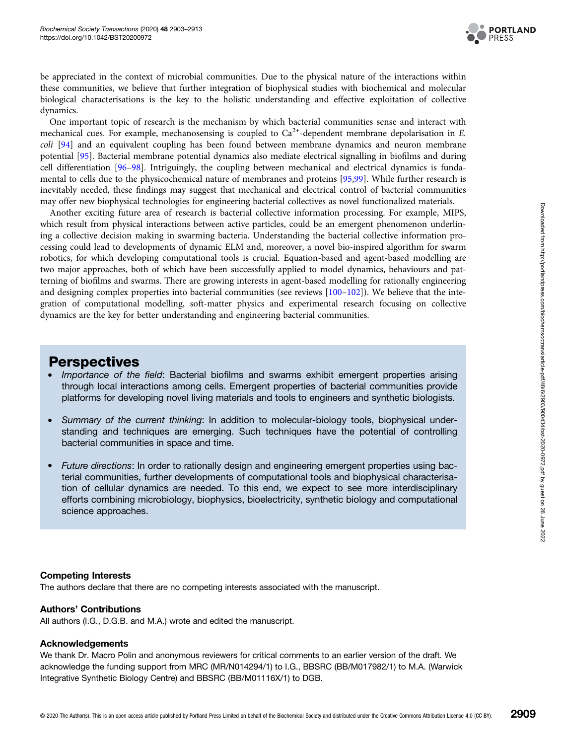be appreciated in the context of microbial communities. Due to the physical nature of the interactions within these communities, we believe that further integration of biophysical studies with biochemical and molecular biological characterisations is the key to the holistic understanding and effective exploitation of collective dynamics.

One important topic of research is the mechanism by which bacterial communities sense and interact with mechanical cues. For example, mechanosensing is coupled to $Ca^{2+}$-dependent membrane depolarisation in *E. coli* [94] and an equivalent coupling has been found between membrane dynamics and neuron membrane potential [95]. Bacterial membrane potential dynamics also mediate electrical signalling in biofilms and during cell differentiation [96–98]. Intriguingly, the coupling between mechanical and electrical dynamics is fundamental to cells due to the physicochemical nature of membranes and proteins [95,99]. While further research is inevitably needed, these findings may suggest that mechanical and electrical control of bacterial communities may offer new biophysical technologies for engineering bacterial collectives as novel functionalized materials.

Another exciting future area of research is bacterial collective information processing. For example, MIPS, which result from physical interactions between active particles, could be an emergent phenomenon underlining a collective decision making in swarming bacteria. Understanding the bacterial collective information processing could lead to developments of dynamic ELM and, moreover, a novel bio-inspired algorithm for swarm robotics, for which developing computational tools is crucial. Equation-based and agent-based modelling are two major approaches, both of which have been successfully applied to model dynamics, behaviours and patterning of biofilms and swarms. There are growing interests in agent-based modelling for rationally engineering and designing complex properties into bacterial communities (see reviews [100–102]). We believe that the integration of computational modelling, soft-matter physics and experimental research focusing on collective dynamics are the key for better understanding and engineering bacterial communities.

## Perspectives

- *Importance of the field*: Bacterial biofilms and swarms exhibit emergent properties arising through local interactions among cells. Emergent properties of bacterial communities provide platforms for developing novel living materials and tools to engineers and synthetic biologists.
- *Summary of the current thinking*: In addition to molecular-biology tools, biophysical understanding and techniques are emerging. Such techniques have the potential of controlling bacterial communities in space and time.
- *Future directions*: In order to rationally design and engineering emergent properties using bacterial communities, further developments of computational tools and biophysical characterisation of cellular dynamics are needed. To this end, we expect to see more interdisciplinary efforts combining microbiology, biophysics, bioelectricity, synthetic biology and computational science approaches.

### Competing Interests

The authors declare that there are no competing interests associated with the manuscript.

### Authors' Contributions

All authors (I.G., D.G.B. and M.A.) wrote and edited the manuscript.

### Acknowledgements

We thank Dr. Macro Polin and anonymous reviewers for critical comments to an earlier version of the draft. We acknowledge the funding support from MRC (MR/N014294/1) to I.G., BBSRC (BB/M017982/1) to M.A. (Warwick Integrative Synthetic Biology Centre) and BBSRC (BB/M01116X/1) to DGB.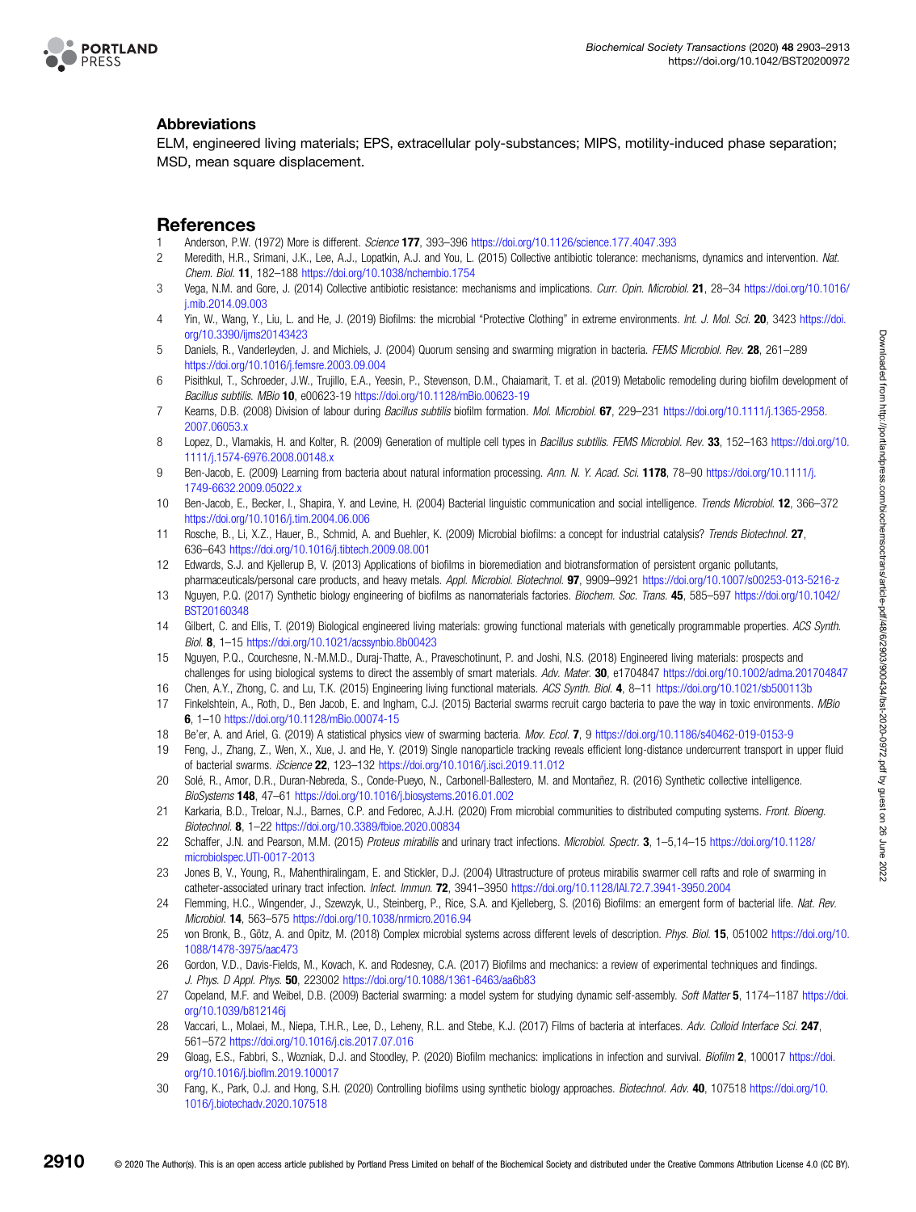## Abbreviations

ELM, engineered living materials; EPS, extracellular poly-substances; MIPS, motility-induced phase separation; MSD, mean square displacement.

## References

1. Anderson, P.W. (1972) More is different. *Science* **177**, 393–396 https://doi.org/10.1126/science.177.4047.393
2. Meredith, H.R., Srimani, J.K., Lee, A.J., Lopatkin, A.J. and You, L. (2015) Collective antibiotic tolerance: mechanisms, dynamics and intervention. *Nat. Chem. Biol.* **11**, 182–188 https://doi.org/10.1038/nchembio.1754
3. Vega, N.M. and Gore, J. (2014) Collective antibiotic resistance: mechanisms and implications. *Curr. Opin. Microbiol.* **21**, 28–34 https://doi.org/10.1016/j.mib.2014.09.003
4. Yin, W., Wang, Y., Liu, L. and He, J. (2019) Biofilms: the microbial "Protective Clothing" in extreme environments. *Int. J. Mol. Sci.* **20**, 3423 https://doi.org/10.3390/ijms20143423
5. Daniels, R., Vanderleyden, J. and Michiels, J. (2004) Quorum sensing and swarming migration in bacteria. *FEMS Microbiol. Rev.* **28**, 261–289 https://doi.org/10.1016/j.femsre.2003.09.004
6. Pisithkul, T., Schroeder, J.W., Trujillo, E.A., Yeesin, P., Stevenson, D.M., Chaiamarit, T. et al. (2019) Metabolic remodeling during biofilm development of *Bacillus subtilis*. *MBio* **10**, e00623-19 https://doi.org/10.1128/mBio.00623-19
7. Kearns, D.B. (2008) Division of labour during *Bacillus subtilis* biofilm formation. *Mol. Microbiol.* **67**, 229–231 https://doi.org/10.1111/j.1365-2958.2007.06053.x
8. Lopez, D., Vlamakis, H. and Kolter, R. (2009) Generation of multiple cell types in *Bacillus subtilis*. *FEMS Microbiol. Rev.* **33**, 152–163 https://doi.org/10.1111/j.1574-6976.2008.00148.x
9. Ben-Jacob, E. (2009) Learning from bacteria about natural information processing. *Ann. N. Y. Acad. Sci.* **1178**, 78–90 https://doi.org/10.1111/j.1749-6632.2009.05022.x
10. Ben-Jacob, E., Becker, I., Shapira, Y. and Levine, H. (2004) Bacterial linguistic communication and social intelligence. *Trends Microbiol.* **12**, 366–372 https://doi.org/10.1016/j.tim.2004.06.006
11. Rosche, B., Li, X.Z., Hauer, B., Schmid, A. and Buehler, K. (2009) Microbial biofilms: a concept for industrial catalysis? *Trends Biotechnol.* **27**, 636–643 https://doi.org/10.1016/j.tibtech.2009.08.001
12. Edwards, S.J. and Kjellerup B, V. (2013) Applications of biofilms in bioremediation and biotransformation of persistent organic pollutants, pharmaceuticals/personal care products, and heavy metals. *Appl. Microbiol. Biotechnol.* **97**, 9909–9921 https://doi.org/10.1007/s00253-013-5216-z
13. Nguyen, P.Q. (2017) Synthetic biology engineering of biofilms as nanomaterials factories. *Biochem. Soc. Trans.* **45**, 585–597 https://doi.org/10.1042/BST20160348
14. Gilbert, C. and Ellis, T. (2019) Biological engineered living materials: growing functional materials with genetically programmable properties. *ACS Synth. Biol.* **8**, 1–15 https://doi.org/10.1021/acssynbio.8b00423
15. Nguyen, P.Q., Courchesne, N.-M.M.D., Duraj-Thatte, A., Praveschotinunt, P. and Joshi, N.S. (2018) Engineered living materials: prospects and challenges for using biological systems to direct the assembly of smart materials. *Adv. Mater.* **30**, e1704847 https://doi.org/10.1002/adma.201704847
16. Chen, A.Y., Zhong, C. and Lu, T.K. (2015) Engineering living functional materials. *ACS Synth. Biol.* **4**, 8–11 https://doi.org/10.1021/sb500113b
17. Finkelshtein, A., Roth, D., Ben Jacob, E. and Ingham, C.J. (2015) Bacterial swarms recruit cargo bacteria to pave the way in toxic environments. *MBio* **6**, 1–10 https://doi.org/10.1128/mBio.00074-15
18. Be'er, A. and Ariel, G. (2019) A statistical physics view of swarming bacteria. *Mov. Ecol.* **7**, 9 https://doi.org/10.1186/s40462-019-0153-9
19. Feng, J., Zhang, Z., Wen, X., Xue, J. and He, Y. (2019) Single nanoparticle tracking reveals efficient long-distance undercurrent transport in upper fluid of bacterial swarms. *iScience* **22**, 123–132 https://doi.org/10.1016/j.isci.2019.11.012
20. Solé, R., Amor, D.R., Duran-Nebreda, S., Conde-Pueyo, N., Carbonell-Ballestero, M. and Montañez, R. (2016) Synthetic collective intelligence. *BioSystems* **148**, 47–61 https://doi.org/10.1016/j.biosystems.2016.01.002
21. Karkaria, B.D., Treloar, N.J., Barnes, C.P. and Fedorec, A.J.H. (2020) From microbial communities to distributed computing systems. *Front. Bioeng. Biotechnol.* **8**, 1–22 https://doi.org/10.3389/fbioe.2020.00834
22. Schaffer, J.N. and Pearson, M.M. (2015) *Proteus mirabilis* and urinary tract infections. *Microbiol. Spectr.* **3**, 1–5,14–15 https://doi.org/10.1128/microbiolspec.UTI-0017-2013
23. Jones B, V., Young, R., Mahenthiralingam, E. and Stickler, D.J. (2004) Ultrastructure of proteus mirabilis swarmer cell rafts and role of swarming in catheter-associated urinary tract infection. *Infect. Immun.* **72**, 3941–3950 https://doi.org/10.1128/IAI.72.7.3941-3950.2004
24. Flemming, H.C., Wingender, J., Szewzyk, U., Steinberg, P., Rice, S.A. and Kjelleberg, S. (2016) Biofilms: an emergent form of bacterial life. *Nat. Rev. Microbiol.* **14**, 563–575 https://doi.org/10.1038/nrmicro.2016.94
25. von Bronk, B., Götz, A. and Opitz, M. (2018) Complex microbial systems across different levels of description. *Phys. Biol.* **15**, 051002 https://doi.org/10.1088/1478-3975/aac473
26. Gordon, V.D., Davis-Fields, M., Kovach, K. and Rodesney, C.A. (2017) Biofilms and mechanics: a review of experimental techniques and findings. *J. Phys. D Appl. Phys.* **50**, 223002 https://doi.org/10.1088/1361-6463/aa6b83
27. Copeland, M.F. and Weibel, D.B. (2009) Bacterial swarming: a model system for studying dynamic self-assembly. *Soft Matter* **5**, 1174–1187 https://doi.org/10.1039/b812146j
28. Vaccari, L., Molaei, M., Niepa, T.H.R., Lee, D., Leheny, R.L. and Stebe, K.J. (2017) Films of bacteria at interfaces. *Adv. Colloid Interface Sci.* **247**, 561–572 https://doi.org/10.1016/j.cis.2017.07.016
29. Gloag, E.S., Fabbri, S., Wozniak, D.J. and Stoodley, P. (2020) Biofilm mechanics: implications in infection and survival. *Biofilm* **2**, 100017 https://doi.org/10.1016/j.bioflm.2019.100017
30. Fang, K., Park, O.J. and Hong, S.H. (2020) Controlling biofilms using synthetic biology approaches. *Biotechnol. Adv.* **40**, 107518 https://doi.org/10.1016/j.biotechadv.2020.107518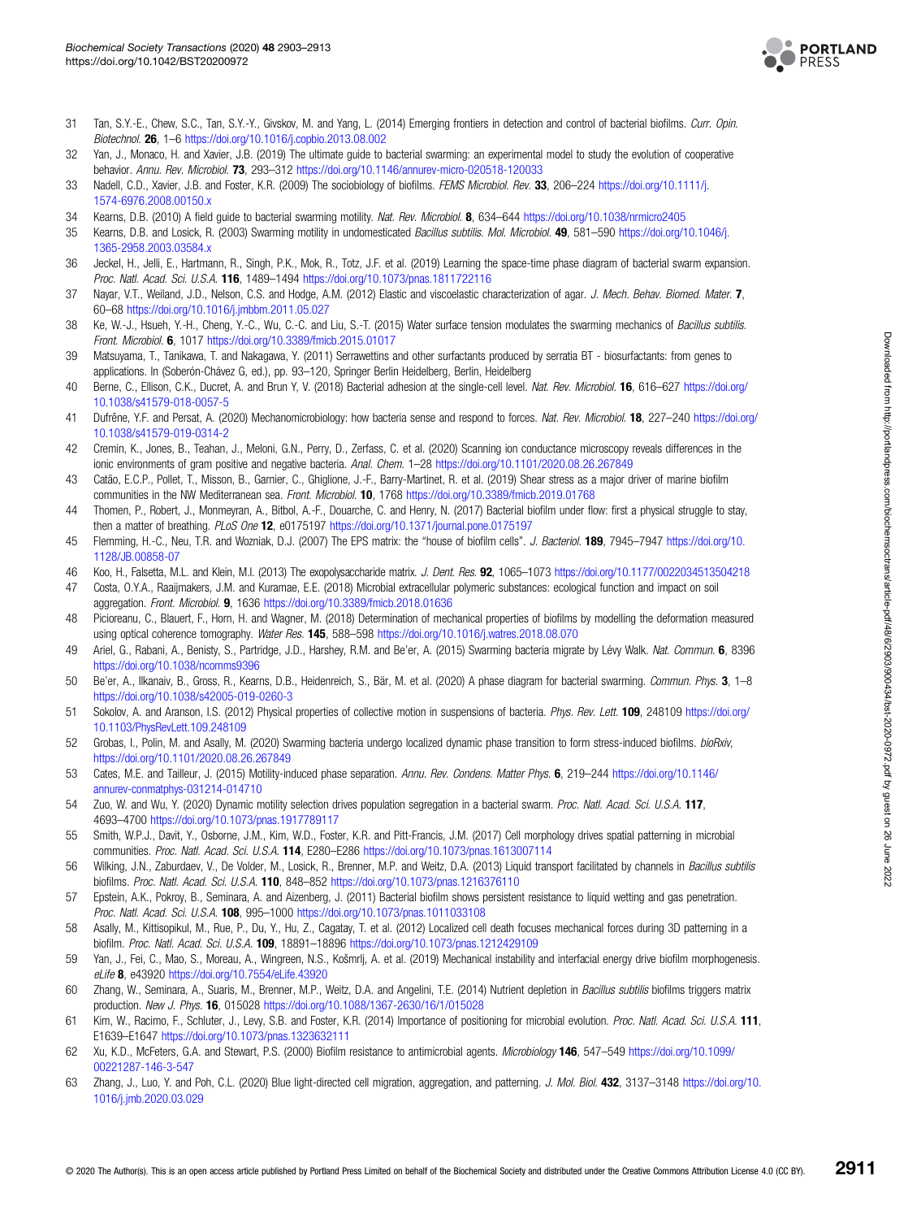31 Tan, S.Y.-E., Chew, S.C., Tan, S.Y.-Y., Givskov, M. and Yang, L. (2014) Emerging frontiers in detection and control of bacterial biofilms. *Curr. Opin. Biotechnol.* **26**, 1–6 https://doi.org/10.1016/j.copbio.2013.08.002

32 Yan, J., Monaco, H. and Xavier, J.B. (2019) The ultimate guide to bacterial swarming: an experimental model to study the evolution of cooperative behavior. *Annu. Rev. Microbiol.* **73**, 293–312 https://doi.org/10.1146/annurev-micro-020518-120033

33 Nadell, C.D., Xavier, J.B. and Foster, K.R. (2009) The sociobiology of biofilms. *FEMS Microbiol. Rev.* **33**, 206–224 https://doi.org/10.1111/j.1574-6976.2008.00150.x

34 Kearns, D.B. (2010) A field guide to bacterial swarming motility. *Nat. Rev. Microbiol.* **8**, 634–644 https://doi.org/10.1038/nrmicro2405

35 Kearns, D.B. and Losick, R. (2003) Swarming motility in undomesticated *Bacillus subtilis*. *Mol. Microbiol.* **49**, 581–590 https://doi.org/10.1046/j.1365-2958.2003.03584.x

36 Jeckel, H., Jelli, E., Hartmann, R., Singh, P.K., Mok, R., Totz, J.F. et al. (2019) Learning the space-time phase diagram of bacterial swarm expansion. *Proc. Natl. Acad. Sci. U.S.A.* **116**, 1489–1494 https://doi.org/10.1073/pnas.1811722116

37 Nayar, V.T., Weiland, J.D., Nelson, C.S. and Hodge, A.M. (2012) Elastic and viscoelastic characterization of agar. *J. Mech. Behav. Biomed. Mater.* **7**, 60–68 https://doi.org/10.1016/j.jmbbm.2011.05.027

38 Ke, W.-J., Hsueh, Y.-H., Cheng, Y.-C., Wu, C.-C. and Liu, S.-T. (2015) Water surface tension modulates the swarming mechanics of *Bacillus subtilis*. *Front. Microbiol.* **6**, 1017 https://doi.org/10.3389/fmicb.2015.01017

39 Matsuyama, T., Tanikawa, T. and Nakagawa, Y. (2011) Serrawettins and other surfactants produced by serratia BT - biosurfactants: from genes to applications. In (Soberón-Chávez G, ed.), pp. 93–120, Springer Berlin Heidelberg, Berlin, Heidelberg

40 Berne, C., Ellison, C.K., Ducret, A. and Brun Y, V. (2018) Bacterial adhesion at the single-cell level. *Nat. Rev. Microbiol.* **16**, 616–627 https://doi.org/10.1038/s41579-018-0057-5

41 Dufrêne, Y.F. and Persat, A. (2020) Mechanomicrobiology: how bacteria sense and respond to forces. *Nat. Rev. Microbiol.* **18**, 227–240 https://doi.org/10.1038/s41579-019-0314-2

42 Cremin, K., Jones, B., Teahan, J., Meloni, G.N., Perry, D., Zerfass, C. et al. (2020) Scanning ion conductance microscopy reveals differences in the ionic environments of gram positive and negative bacteria. *Anal. Chem.* 1–28 https://doi.org/10.1101/2020.08.26.267849

43 Catão, E.C.P., Pollet, T., Misson, B., Garnier, C., Ghiglione, J.-F., Barry-Martinet, R. et al. (2019) Shear stress as a major driver of marine biofilm communities in the NW Mediterranean sea. *Front. Microbiol.* **10**, 1768 https://doi.org/10.3389/fmicb.2019.01768

44 Thomen, P., Robert, J., Monmeyran, A., Bitbol, A.-F., Douarche, C. and Henry, N. (2017) Bacterial biofilm under flow: first a physical struggle to stay, then a matter of breathing. *PLoS One* **12**, e0175197 https://doi.org/10.1371/journal.pone.0175197

45 Flemming, H.-C., Neu, T.R. and Wozniak, D.J. (2007) The EPS matrix: the "house of biofilm cells". *J. Bacteriol.* **189**, 7945–7947 https://doi.org/10.1128/JB.00858-07

46 Koo, H., Falsetta, M.L. and Klein, M.I. (2013) The exopolysaccharide matrix. *J. Dent. Res.* **92**, 1065–1073 https://doi.org/10.1177/0022034513504218

47 Costa, O.Y.A., Raaijmakers, J.M. and Kuramae, E.E. (2018) Microbial extracellular polymeric substances: ecological function and impact on soil aggregation. *Front. Microbiol.* **9**, 1636 https://doi.org/10.3389/fmicb.2018.01636

48 Picioreanu, C., Blauert, F., Horn, H. and Wagner, M. (2018) Determination of mechanical properties of biofilms by modelling the deformation measured using optical coherence tomography. *Water Res.* **145**, 588–598 https://doi.org/10.1016/j.watres.2018.08.070

49 Ariel, G., Rabani, A., Benisty, S., Partridge, J.D., Harshey, R.M. and Be'er, A. (2015) Swarming bacteria migrate by Lévy Walk. *Nat. Commun.* **6**, 8396 https://doi.org/10.1038/ncomms9396

50 Be'er, A., Ilkanaiv, B., Gross, R., Kearns, D.B., Heidenreich, S., Bär, M. et al. (2020) A phase diagram for bacterial swarming. *Commun. Phys.* **3**, 1–8 https://doi.org/10.1038/s42005-019-0260-3

51 Sokolov, A. and Aranson, I.S. (2012) Physical properties of collective motion in suspensions of bacteria. *Phys. Rev. Lett.* **109**, 248109 https://doi.org/10.1103/PhysRevLett.109.248109

52 Grobas, I., Polin, M. and Asally, M. (2020) Swarming bacteria undergo localized dynamic phase transition to form stress-induced biofilms. *bioRxiv*, https://doi.org/10.1101/2020.08.26.267849

53 Cates, M.E. and Tailleur, J. (2015) Motility-induced phase separation. *Annu. Rev. Condens. Matter Phys.* **6**, 219–244 https://doi.org/10.1146/annurev-conmatphys-031214-014710

54 Zuo, W. and Wu, Y. (2020) Dynamic motility selection drives population segregation in a bacterial swarm. *Proc. Natl. Acad. Sci. U.S.A.* **117**, 4693–4700 https://doi.org/10.1073/pnas.1917789117

55 Smith, W.P.J., Davit, Y., Osborne, J.M., Kim, W.D., Foster, K.R. and Pitt-Francis, J.M. (2017) Cell morphology drives spatial patterning in microbial communities. *Proc. Natl. Acad. Sci. U.S.A.* **114**, E280–E286 https://doi.org/10.1073/pnas.1613007114

56 Wilking, J.N., Zaburdaev, V., De Volder, M., Losick, R., Brenner, M.P. and Weitz, D.A. (2013) Liquid transport facilitated by channels in *Bacillus subtilis* biofilms. *Proc. Natl. Acad. Sci. U.S.A.* **110**, 848–852 https://doi.org/10.1073/pnas.1216376110

57 Epstein, A.K., Pokroy, B., Seminara, A. and Aizenberg, J. (2011) Bacterial biofilm shows persistent resistance to liquid wetting and gas penetration. *Proc. Natl. Acad. Sci. U.S.A.* **108**, 995–1000 https://doi.org/10.1073/pnas.1011033108

58 Asally, M., Kittisopikul, M., Rue, P., Du, Y., Hu, Z., Cagatay, T. et al. (2012) Localized cell death focuses mechanical forces during 3D patterning in a biofilm. *Proc. Natl. Acad. Sci. U.S.A.* **109**, 18891–18896 https://doi.org/10.1073/pnas.1212429109

59 Yan, J., Fei, C., Mao, S., Moreau, A., Wingreen, N.S., Košmrlj, A. et al. (2019) Mechanical instability and interfacial energy drive biofilm morphogenesis. *eLife* **8**, e43920 https://doi.org/10.7554/eLife.43920

60 Zhang, W., Seminara, A., Suaris, M., Brenner, M.P., Weitz, D.A. and Angelini, T.E. (2014) Nutrient depletion in *Bacillus subtilis* biofilms triggers matrix production. *New J. Phys.* **16**, 015028 https://doi.org/10.1088/1367-2630/16/1/015028

61 Kim, W., Racimo, F., Schluter, J., Levy, S.B. and Foster, K.R. (2014) Importance of positioning for microbial evolution. *Proc. Natl. Acad. Sci. U.S.A.* **111**, E1639–E1647 https://doi.org/10.1073/pnas.1323632111

62 Xu, K.D., McFeters, G.A. and Stewart, P.S. (2000) Biofilm resistance to antimicrobial agents. *Microbiology* **146**, 547–549 https://doi.org/10.1099/00221287-146-3-547

63 Zhang, J., Luo, Y. and Poh, C.L. (2020) Blue light-directed cell migration, aggregation, and patterning. *J. Mol. Biol.* **432**, 3137–3148 https://doi.org/10.1016/j.jmb.2020.03.029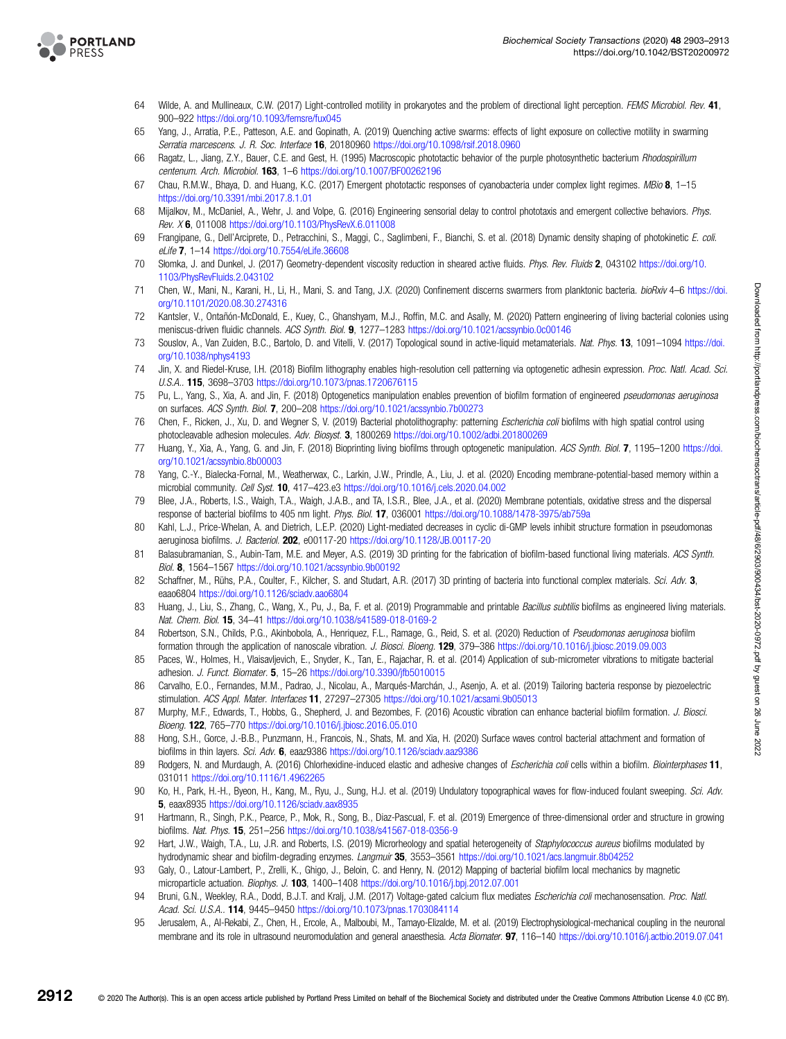64 Wilde, A. and Mullineaux, C.W. (2017) Light-controlled motility in prokaryotes and the problem of directional light perception. *FEMS Microbiol. Rev.* **41**, 900–922 https://doi.org/10.1093/femsre/fux045

65 Yang, J., Arratia, P.E., Patteson, A.E. and Gopinath, A. (2019) Quenching active swarms: effects of light exposure on collective motility in swarming *Serratia marcescens*. *J. R. Soc. Interface* **16**, 20180960 https://doi.org/10.1098/rsif.2018.0960

66 Ragatz, L., Jiang, Z.Y., Bauer, C.E. and Gest, H. (1995) Macroscopic phototactic behavior of the purple photosynthetic bacterium *Rhodospirillum centenum*. *Arch. Microbiol.* **163**, 1–6 https://doi.org/10.1007/BF00262196

67 Chau, R.M.W., Bhaya, D. and Huang, K.C. (2017) Emergent phototactic responses of cyanobacteria under complex light regimes. *MBio* **8**, 1–15 https://doi.org/10.3391/mbi.2017.8.1.01

68 Mijalkov, M., McDaniel, A., Wehr, J. and Volpe, G. (2016) Engineering sensorial delay to control phototaxis and emergent collective behaviors. *Phys. Rev. X* **6**, 011008 https://doi.org/10.1103/PhysRevX.6.011008

69 Frangipane, G., Dell'Arciprete, D., Petracchini, S., Maggi, C., Saglimbeni, F., Bianchi, S. et al. (2018) Dynamic density shaping of photokinetic *E. coli*. *eLife* **7**, 1–14 https://doi.org/10.7554/eLife.36608

70 Słomka, J. and Dunkel, J. (2017) Geometry-dependent viscosity reduction in sheared active fluids. *Phys. Rev. Fluids* **2**, 043102 https://doi.org/10.1103/PhysRevFluids.2.043102

71 Chen, W., Mani, N., Karani, H., Li, H., Mani, S. and Tang, J.X. (2020) Confinement discerns swarmers from planktonic bacteria. *bioRxiv* 4–6 https://doi.org/10.1101/2020.08.30.274316

72 Kantsler, V., Ontañón-McDonald, E., Kuey, C., Ghanshyam, M.J., Roffin, M.C. and Asally, M. (2020) Pattern engineering of living bacterial colonies using meniscus-driven fluidic channels. *ACS Synth. Biol.* **9**, 1277–1283 https://doi.org/10.1021/acssynbio.0c00146

73 Souslov, A., Van Zuiden, B.C., Bartolo, D. and Vitelli, V. (2017) Topological sound in active-liquid metamaterials. *Nat. Phys.* **13**, 1091–1094 https://doi.org/10.1038/nphys4193

74 Jin, X. and Riedel-Kruse, I.H. (2018) Biofilm lithography enables high-resolution cell patterning via optogenetic adhesin expression. *Proc. Natl. Acad. Sci. U.S.A.*. **115**, 3698–3703 https://doi.org/10.1073/pnas.1720676115

75 Pu, L., Yang, S., Xia, A. and Jin, F. (2018) Optogenetics manipulation enables prevention of biofilm formation of engineered *pseudomonas aeruginosa* on surfaces. *ACS Synth. Biol.* **7**, 200–208 https://doi.org/10.1021/acssynbio.7b00273

76 Chen, F., Ricken, J., Xu, D. and Wegner S, V. (2019) Bacterial photolithography: patterning *Escherichia coli* biofilms with high spatial control using photocleavable adhesion molecules. *Adv. Biosyst.* **3**, 1800269 https://doi.org/10.1002/adbi.201800269

77 Huang, Y., Xia, A., Yang, G. and Jin, F. (2018) Bioprinting living biofilms through optogenetic manipulation. *ACS Synth. Biol.* **7**, 1195–1200 https://doi.org/10.1021/acssynbio.8b00003

78 Yang, C.-Y., Bialecka-Fornal, M., Weatherwax, C., Larkin, J.W., Prindle, A., Liu, J. et al. (2020) Encoding membrane-potential-based memory within a microbial community. *Cell Syst.* **10**, 417–423.e3 https://doi.org/10.1016/j.cels.2020.04.002

79 Blee, J.A., Roberts, I.S., Waigh, T.A., Waigh, J.A.B., and TA, I.S.R., Blee, J.A., et al. (2020) Membrane potentials, oxidative stress and the dispersal response of bacterial biofilms to 405 nm light. *Phys. Biol.* **17**, 036001 https://doi.org/10.1088/1478-3975/ab759a

80 Kahl, L.J., Price-Whelan, A. and Dietrich, L.E.P. (2020) Light-mediated decreases in cyclic di-GMP levels inhibit structure formation in pseudomonas aeruginosa biofilms. *J. Bacteriol.* **202**, e00117-20 https://doi.org/10.1128/JB.00117-20

81 Balasubramanian, S., Aubin-Tam, M.E. and Meyer, A.S. (2019) 3D printing for the fabrication of biofilm-based functional living materials. *ACS Synth. Biol.* **8**, 1564–1567 https://doi.org/10.1021/acssynbio.9b00192

82 Schaffner, M., Rühs, P.A., Coulter, F., Kilcher, S. and Studart, A.R. (2017) 3D printing of bacteria into functional complex materials. *Sci. Adv.* **3**, eaao6804 https://doi.org/10.1126/sciadv.aao6804

83 Huang, J., Liu, S., Zhang, C., Wang, X., Pu, J., Ba, F. et al. (2019) Programmable and printable *Bacillus subtilis* biofilms as engineered living materials. *Nat. Chem. Biol.* **15**, 34–41 https://doi.org/10.1038/s41589-018-0169-2

84 Robertson, S.N., Childs, P.G., Akinbobola, A., Henriquez, F.L., Ramage, G., Reid, S. et al. (2020) Reduction of *Pseudomonas aeruginosa* biofilm formation through the application of nanoscale vibration. *J. Biosci. Bioeng.* **129**, 379–386 https://doi.org/10.1016/j.jbiosc.2019.09.003

85 Paces, W., Holmes, H., Vlaisavljevich, E., Snyder, K., Tan, E., Rajachar, R. et al. (2014) Application of sub-micrometer vibrations to mitigate bacterial adhesion. *J. Funct. Biomater.* **5**, 15–26 https://doi.org/10.3390/jfb5010015

86 Carvalho, E.O., Fernandes, M.M., Padrao, J., Nicolau, A., Marqués-Marchán, J., Asenjo, A. et al. (2019) Tailoring bacteria response by piezoelectric stimulation. *ACS Appl. Mater. Interfaces* **11**, 27297–27305 https://doi.org/10.1021/acsami.9b05013

87 Murphy, M.F., Edwards, T., Hobbs, G., Shepherd, J. and Bezombes, F. (2016) Acoustic vibration can enhance bacterial biofilm formation. *J. Biosci. Bioeng.* **122**, 765–770 https://doi.org/10.1016/j.jbiosc.2016.05.010

88 Hong, S.H., Gorce, J.-B.B., Punzmann, H., Francois, N., Shats, M. and Xia, H. (2020) Surface waves control bacterial attachment and formation of biofilms in thin layers. *Sci. Adv.* **6**, eaaz9386 https://doi.org/10.1126/sciadv.aaz9386

89 Rodgers, N. and Murdaugh, A. (2016) Chlorhexidine-induced elastic and adhesive changes of *Escherichia coli* cells within a biofilm. *Biointerphases* **11**, 031011 https://doi.org/10.1116/1.4962265

90 Ko, H., Park, H.-H., Byeon, H., Kang, M., Ryu, J., Sung, H.J. et al. (2019) Undulatory topographical waves for flow-induced foulant sweeping. *Sci. Adv.* **5**, eaax8935 https://doi.org/10.1126/sciadv.aax8935

91 Hartmann, R., Singh, P.K., Pearce, P., Mok, R., Song, B., Díaz-Pascual, F. et al. (2019) Emergence of three-dimensional order and structure in growing biofilms. *Nat. Phys.* **15**, 251–256 https://doi.org/10.1038/s41567-018-0356-9

92 Hart, J.W., Waigh, T.A., Lu, J.R. and Roberts, I.S. (2019) Microrheology and spatial heterogeneity of *Staphylococcus aureus* biofilms modulated by hydrodynamic shear and biofilm-degrading enzymes. *Langmuir* **35**, 3553–3561 https://doi.org/10.1021/acs.langmuir.8b04252

93 Galy, O., Latour-Lambert, P., Zrelli, K., Ghigo, J., Beloin, C. and Henry, N. (2012) Mapping of bacterial biofilm local mechanics by magnetic microparticle actuation. *Biophys. J.* **103**, 1400–1408 https://doi.org/10.1016/j.bpj.2012.07.001

94 Bruni, G.N., Weekley, R.A., Dodd, B.J.T. and Kralj, J.M. (2017) Voltage-gated calcium flux mediates *Escherichia coli* mechanosensation. *Proc. Natl. Acad. Sci. U.S.A.*. **114**, 9445–9450 https://doi.org/10.1073/pnas.1703084114

95 Jerusalem, A., Al-Rekabi, Z., Chen, H., Ercole, A., Malboubi, M., Tamayo-Elizalde, M. et al. (2019) Electrophysiological-mechanical coupling in the neuronal membrane and its role in ultrasound neuromodulation and general anaesthesia. *Acta Biomater.* **97**, 116–140 https://doi.org/10.1016/j.actbio.2019.07.041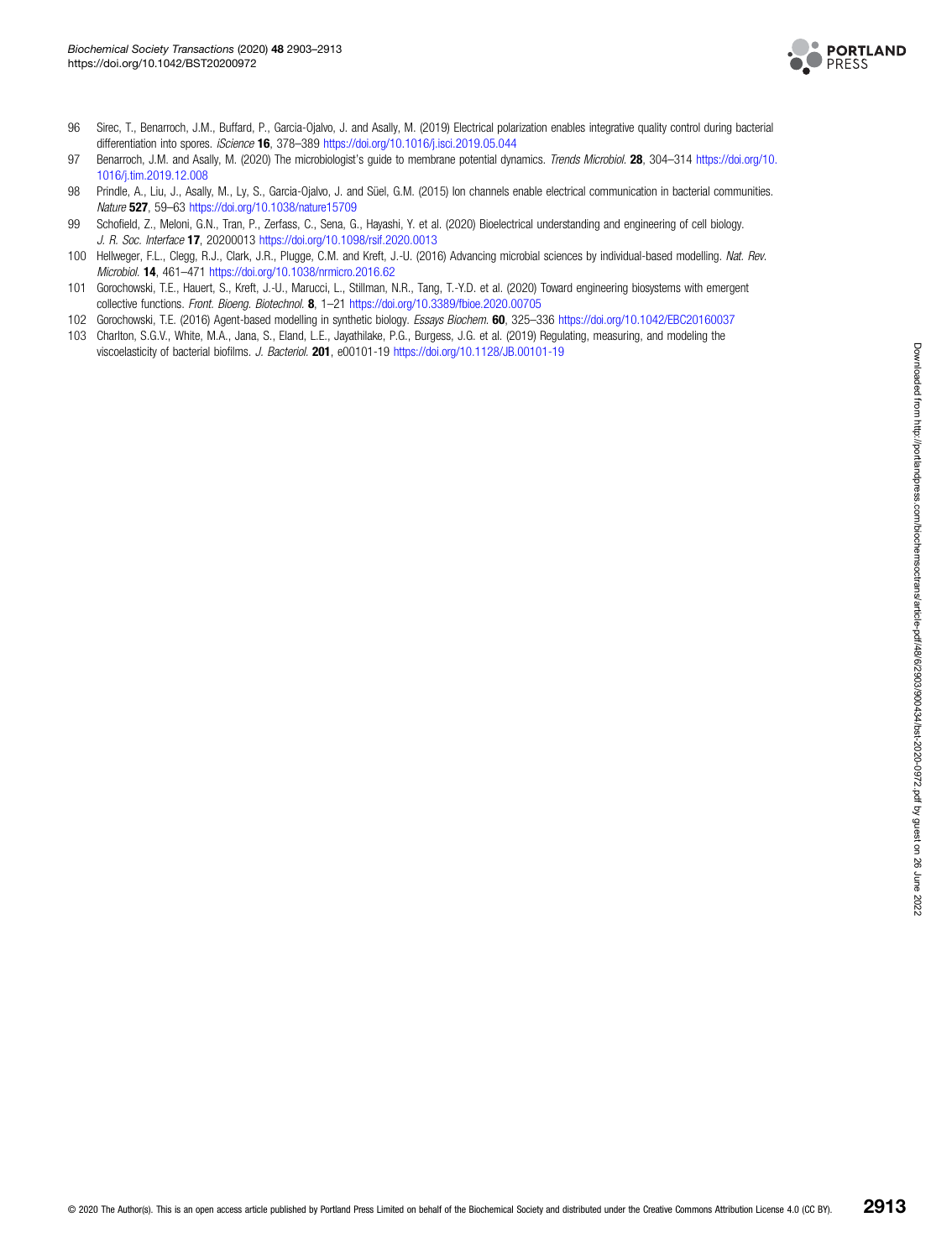96 Sirec, T., Benarroch, J.M., Buffard, P., Garcia-Ojalvo, J. and Asally, M. (2019) Electrical polarization enables integrative quality control during bacterial differentiation into spores. *iScience* **16**, 378–389 https://doi.org/10.1016/j.isci.2019.05.044

97 Benarroch, J.M. and Asally, M. (2020) The microbiologist's guide to membrane potential dynamics. *Trends Microbiol.* **28**, 304–314 https://doi.org/10.1016/j.tim.2019.12.008

98 Prindle, A., Liu, J., Asally, M., Ly, S., Garcia-Ojalvo, J. and Süel, G.M. (2015) Ion channels enable electrical communication in bacterial communities. *Nature* **527**, 59–63 https://doi.org/10.1038/nature15709

99 Schofield, Z., Meloni, G.N., Tran, P., Zerfass, C., Sena, G., Hayashi, Y. et al. (2020) Bioelectrical understanding and engineering of cell biology. *J. R. Soc. Interface* **17**, 20200013 https://doi.org/10.1098/rsif.2020.0013

100 Hellweger, F.L., Clegg, R.J., Clark, J.R., Plugge, C.M. and Kreft, J.-U. (2016) Advancing microbial sciences by individual-based modelling. *Nat. Rev. Microbiol.* **14**, 461–471 https://doi.org/10.1038/nrmicro.2016.62

101 Gorochowski, T.E., Hauert, S., Kreft, J.-U., Marucci, L., Stillman, N.R., Tang, T.-Y.D. et al. (2020) Toward engineering biosystems with emergent collective functions. *Front. Bioeng. Biotechnol.* **8**, 1–21 https://doi.org/10.3389/fbioe.2020.00705

102 Gorochowski, T.E. (2016) Agent-based modelling in synthetic biology. *Essays Biochem.* **60**, 325–336 https://doi.org/10.1042/EBC20160037

103 Charlton, S.G.V., White, M.A., Jana, S., Eland, L.E., Jayathilake, P.G., Burgess, J.G. et al. (2019) Regulating, measuring, and modeling the viscoelasticity of bacterial biofilms. *J. Bacteriol.* **201**, e00101-19 https://doi.org/10.1128/JB.00101-19